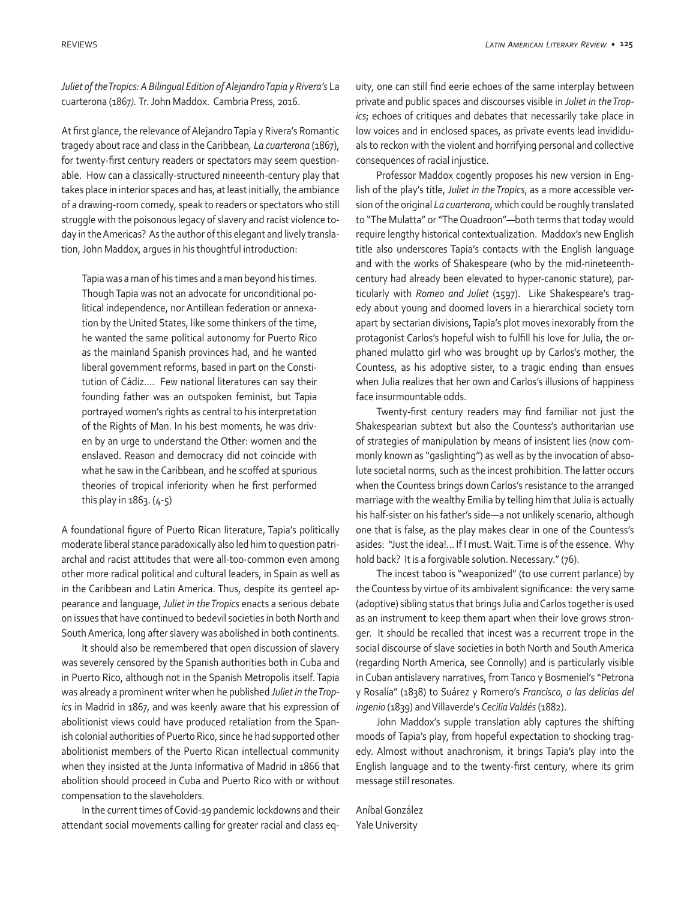*Juliet of the Tropics: A Bilingual Edition of Alejandro Tapia y Rivera's* La cuarterona (1867*).* Tr. John Maddox. Cambria Press, 2016.

At first glance, the relevance of Alejandro Tapia y Rivera's Romantic tragedy about race and class in the Caribbean, *La cuarterona* (1867), for twenty-first century readers or spectators may seem questionable. How can a classically-structured nineeenth-century play that takes place in interior spaces and has, at least initially, the ambiance of a drawing-room comedy, speak to readers or spectators who still struggle with the poisonous legacy of slavery and racist violence today in the Americas? As the author of this elegant and lively translation, John Maddox, argues in his thoughtful introduction:

> Tapia was a man of his times and a man beyond his times. Though Tapia was not an advocate for unconditional political independence, nor Antillean federation or annexation by the United States, like some thinkers of the time, he wanted the same political autonomy for Puerto Rico as the mainland Spanish provinces had, and he wanted liberal government reforms, based in part on the Constitution of Cádiz.... Few national literatures can say their founding father was an outspoken feminist, but Tapia portrayed women's rights as central to his interpretation of the Rights of Man. In his best moments, he was driven by an urge to understand the Other: women and the enslaved. Reason and democracy did not coincide with what he saw in the Caribbean, and he scoffed at spurious theories of tropical inferiority when he first performed this play in 1863. (4-5)

A foundational figure of Puerto Rican literature, Tapia's politically moderate liberal stance paradoxically also led him to question patriarchal and racist attitudes that were all-too-common even among other more radical political and cultural leaders, in Spain as well as in the Caribbean and Latin America. Thus, despite its genteel appearance and language, *Juliet in the Tropics* enacts a serious debate on issues that have continued to bedevil societies in both North and South America, long after slavery was abolished in both continents.

It should also be remembered that open discussion of slavery was severely censored by the Spanish authorities both in Cuba and in Puerto Rico, although not in the Spanish Metropolis itself. Tapia was already a prominent writer when he published *Juliet in the Tropics* in Madrid in 1867, and was keenly aware that his expression of abolitionist views could have produced retaliation from the Spanish colonial authorities of Puerto Rico, since he had supported other abolitionist members of the Puerto Rican intellectual community when they insisted at the Junta Informativa of Madrid in 1866 that abolition should proceed in Cuba and Puerto Rico with or without compensation to the slaveholders.

In the current times of Covid-19 pandemic lockdowns and their attendant social movements calling for greater racial and class equity, one can still find eerie echoes of the same interplay between private and public spaces and discourses visible in *Juliet in the Tropics*; echoes of critiques and debates that necessarily take place in low voices and in enclosed spaces, as private events lead invididuals to reckon with the violent and horrifying personal and collective consequences of racial injustice.

Professor Maddox cogently proposes his new version in English of the play's title, *Juliet in the Tropics*, as a more accessible version of the original *La cuarterona*, which could be roughly translated to "The Mulatta" or "The Quadroon"—both terms that today would require lengthy historical contextualization. Maddox's new English title also underscores Tapia's contacts with the English language and with the works of Shakespeare (who by the mid-nineteenth-century had already been elevated to hyper-canonic stature), particularly with *Romeo and Juliet* (1597). Like Shakespeare's tragedy about young and doomed lovers in a hierarchical society torn apart by sectarian divisions, Tapia's plot moves inexorably from the protagonist Carlos's hopeful wish to fulfill his love for Julia, the orphaned mulatto girl who was brought up by Carlos's mother, the Countess, as his adoptive sister, to a tragic ending than ensues when Julia realizes that her own and Carlos's illusions of happiness face insurmountable odds.

Twenty-first century readers may find familiar not just the Shakespearian subtext but also the Countess's authoritarian use of strategies of manipulation by means of insistent lies (now commonly known as "gaslighting") as well as by the invocation of absolute societal norms, such as the incest prohibition. The latter occurs when the Countess brings down Carlos's resistance to the arranged marriage with the wealthy Emilia by telling him that Julia is actually his half-sister on his father's side—a not unlikely scenario, although one that is false, as the play makes clear in one of the Countess's asides: "Just the idea!... If I must. Wait. Time is of the essence. Why hold back? It is a forgivable solution. Necessary." (76).

The incest taboo is "weaponized" (to use current parlance) by the Countess by virtue of its ambivalent significance: the very same (adoptive) sibling status that brings Julia and Carlos together is used as an instrument to keep them apart when their love grows stronger. It should be recalled that incest was a recurrent trope in the social discourse of slave societies in both North and South America (regarding North America, see Connolly) and is particularly visible in Cuban antislavery narratives, from Tanco y Bosmeniel's "Petrona y Rosalía" (1838) to Suárez y Romero's *Francisco, o las delicias del ingenio* (1839) and Villaverde's *Cecilia Valdés* (1882).

John Maddox's supple translation ably captures the shifting moods of Tapia's play, from hopeful expectation to shocking tragedy. Almost without anachronism, it brings Tapia's play into the English language and to the twenty-first century, where its grim message still resonates.

Aníbal González
Yale University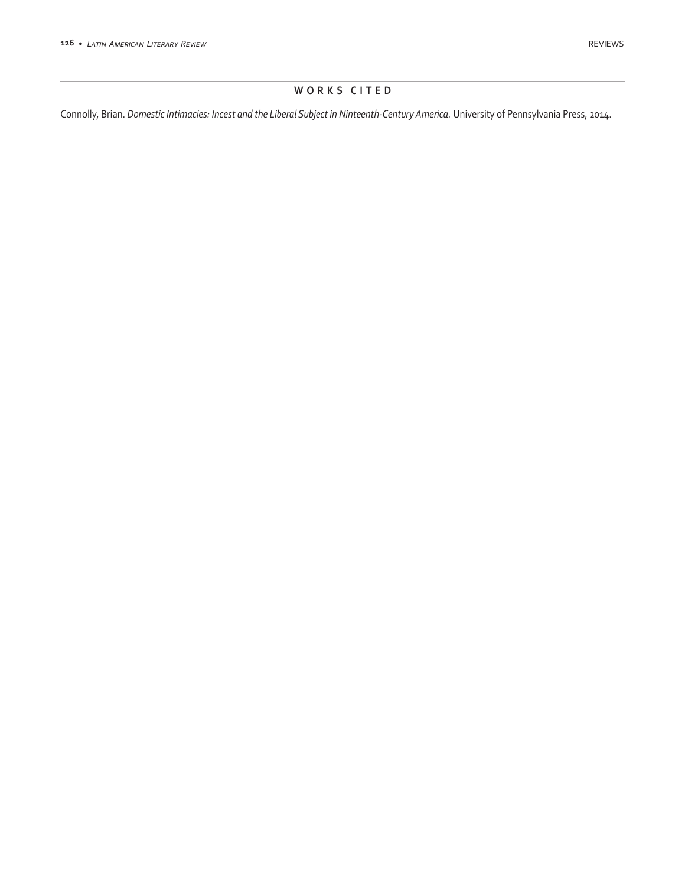## WORKS CITED

Connolly, Brian. *Domestic Intimacies: Incest and the Liberal Subject in Ninteenth-Century America*. University of Pennsylvania Press, 2014.